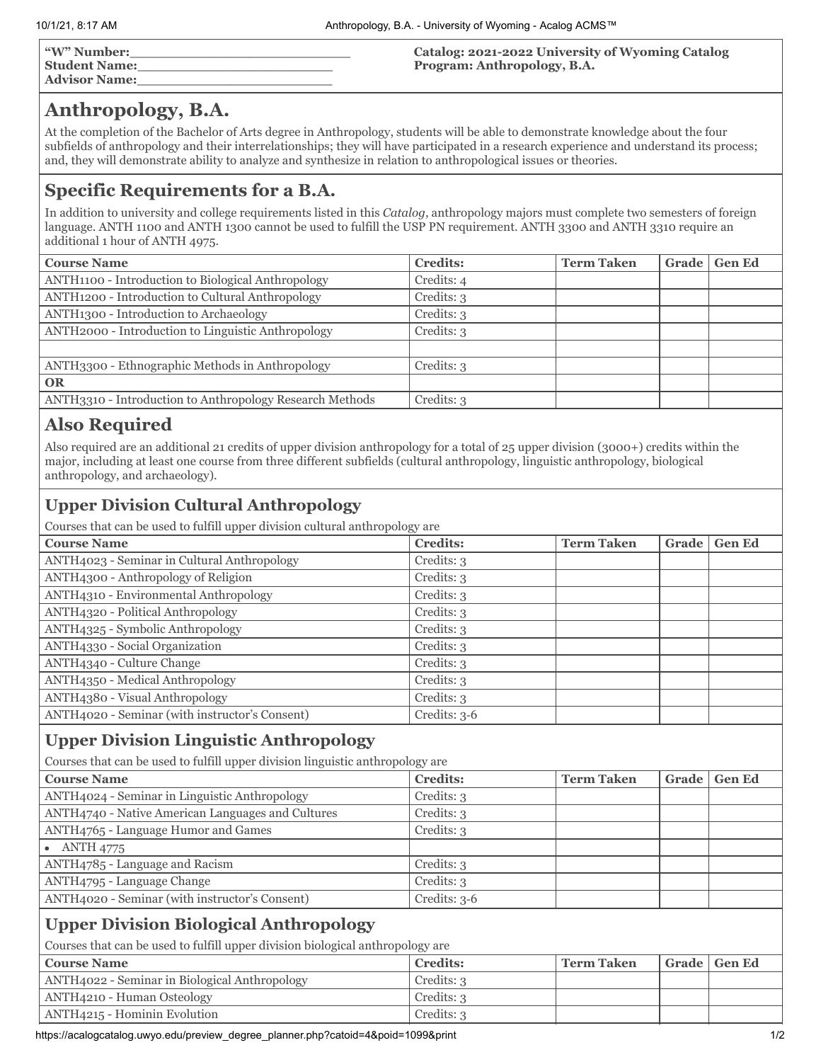**"W" Number:**\_\_\_\_\_\_\_\_\_\_\_\_\_\_\_\_\_\_\_\_\_\_\_\_\_
**Student Name:**\_\_\_\_\_\_\_\_\_\_\_\_\_\_\_\_\_\_\_\_\_\_\_
**Advisor Name:**\_\_\_\_\_\_\_\_\_\_\_\_\_\_\_\_\_\_\_\_\_\_\_

**Catalog: 2021-2022 University of Wyoming Catalog**
**Program: Anthropology, B.A.**

# Anthropology, B.A.

At the completion of the Bachelor of Arts degree in Anthropology, students will be able to demonstrate knowledge about the four subfields of anthropology and their interrelationships; they will have participated in a research experience and understand its process; and, they will demonstrate ability to analyze and synthesize in relation to anthropological issues or theories.

## Specific Requirements for a B.A.

In addition to university and college requirements listed in this *Catalog*, anthropology majors must complete two semesters of foreign language. ANTH 1100 and ANTH 1300 cannot be used to fulfill the USP PN requirement. ANTH 3300 and ANTH 3310 require an additional 1 hour of ANTH 4975.

| Course Name | Credits: | Term Taken | Grade | Gen Ed |
|---|---|---|---|---|
| ANTH1100 - Introduction to Biological Anthropology | Credits: 4 | | | |
| ANTH1200 - Introduction to Cultural Anthropology | Credits: 3 | | | |
| ANTH1300 - Introduction to Archaeology | Credits: 3 | | | |
| ANTH2000 - Introduction to Linguistic Anthropology | Credits: 3 | | | |
| | | | | |
| ANTH3300 - Ethnographic Methods in Anthropology | Credits: 3 | | | |
| **OR** | | | | |
| ANTH3310 - Introduction to Anthropology Research Methods | Credits: 3 | | | |

## Also Required

Also required are an additional 21 credits of upper division anthropology for a total of 25 upper division (3000+) credits within the major, including at least one course from three different subfields (cultural anthropology, linguistic anthropology, biological anthropology, and archaeology).

## Upper Division Cultural Anthropology

Courses that can be used to fulfill upper division cultural anthropology are

| Course Name | Credits: | Term Taken | Grade | Gen Ed |
|---|---|---|---|---|
| ANTH4023 - Seminar in Cultural Anthropology | Credits: 3 | | | |
| ANTH4300 - Anthropology of Religion | Credits: 3 | | | |
| ANTH4310 - Environmental Anthropology | Credits: 3 | | | |
| ANTH4320 - Political Anthropology | Credits: 3 | | | |
| ANTH4325 - Symbolic Anthropology | Credits: 3 | | | |
| ANTH4330 - Social Organization | Credits: 3 | | | |
| ANTH4340 - Culture Change | Credits: 3 | | | |
| ANTH4350 - Medical Anthropology | Credits: 3 | | | |
| ANTH4380 - Visual Anthropology | Credits: 3 | | | |
| ANTH4020 - Seminar (with instructor's Consent) | Credits: 3-6 | | | |

## Upper Division Linguistic Anthropology

Courses that can be used to fulfill upper division linguistic anthropology are

| Course Name | Credits: | Term Taken | Grade | Gen Ed |
|---|---|---|---|---|
| ANTH4024 - Seminar in Linguistic Anthropology | Credits: 3 | | | |
| ANTH4740 - Native American Languages and Cultures | Credits: 3 | | | |
| ANTH4765 - Language Humor and Games | Credits: 3 | | | |
| • ANTH 4775 | | | | |
| ANTH4785 - Language and Racism | Credits: 3 | | | |
| ANTH4795 - Language Change | Credits: 3 | | | |
| ANTH4020 - Seminar (with instructor's Consent) | Credits: 3-6 | | | |

## Upper Division Biological Anthropology

Courses that can be used to fulfill upper division biological anthropology are

| Course Name | Credits: | Term Taken | Grade | Gen Ed |
|---|---|---|---|---|
| ANTH4022 - Seminar in Biological Anthropology | Credits: 3 | | | |
| ANTH4210 - Human Osteology | Credits: 3 | | | |
| ANTH4215 - Hominin Evolution | Credits: 3 | | | |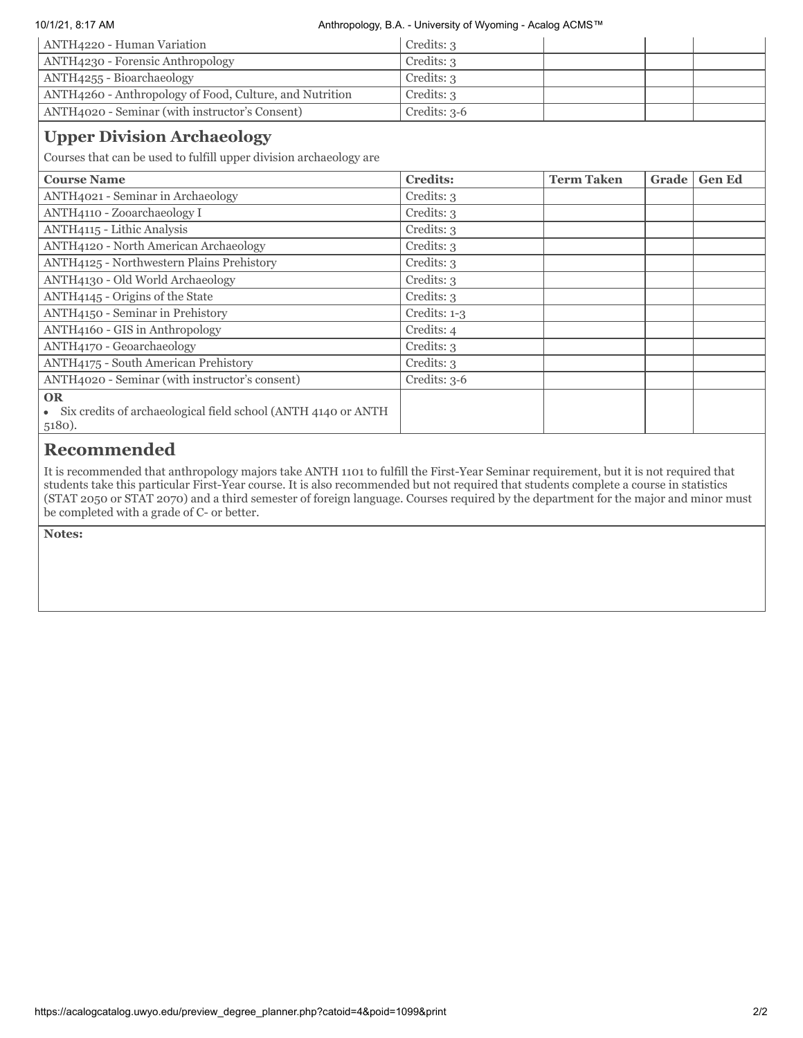| | | | | |
|---|---|---|---|---|
| ANTH4220 - Human Variation | Credits: 3 | | | |
| ANTH4230 - Forensic Anthropology | Credits: 3 | | | |
| ANTH4255 - Bioarchaeology | Credits: 3 | | | |
| ANTH4260 - Anthropology of Food, Culture, and Nutrition | Credits: 3 | | | |
| ANTH4020 - Seminar (with instructor's Consent) | Credits: 3-6 | | | |

## Upper Division Archaeology

Courses that can be used to fulfill upper division archaeology are

| Course Name | Credits: | Term Taken | Grade | Gen Ed |
|---|---|---|---|---|
| ANTH4021 - Seminar in Archaeology | Credits: 3 | | | |
| ANTH4110 - Zooarchaeology I | Credits: 3 | | | |
| ANTH4115 - Lithic Analysis | Credits: 3 | | | |
| ANTH4120 - North American Archaeology | Credits: 3 | | | |
| ANTH4125 - Northwestern Plains Prehistory | Credits: 3 | | | |
| ANTH4130 - Old World Archaeology | Credits: 3 | | | |
| ANTH4145 - Origins of the State | Credits: 3 | | | |
| ANTH4150 - Seminar in Prehistory | Credits: 1-3 | | | |
| ANTH4160 - GIS in Anthropology | Credits: 4 | | | |
| ANTH4170 - Geoarchaeology | Credits: 3 | | | |
| ANTH4175 - South American Prehistory | Credits: 3 | | | |
| ANTH4020 - Seminar (with instructor's consent) | Credits: 3-6 | | | |
| **OR** • Six credits of archaeological field school (ANTH 4140 or ANTH 5180). | | | | |

## Recommended

It is recommended that anthropology majors take ANTH 1101 to fulfill the First-Year Seminar requirement, but it is not required that students take this particular First-Year course. It is also recommended but not required that students complete a course in statistics (STAT 2050 or STAT 2070) and a third semester of foreign language. Courses required by the department for the major and minor must be completed with a grade of C- or better.

**Notes:**